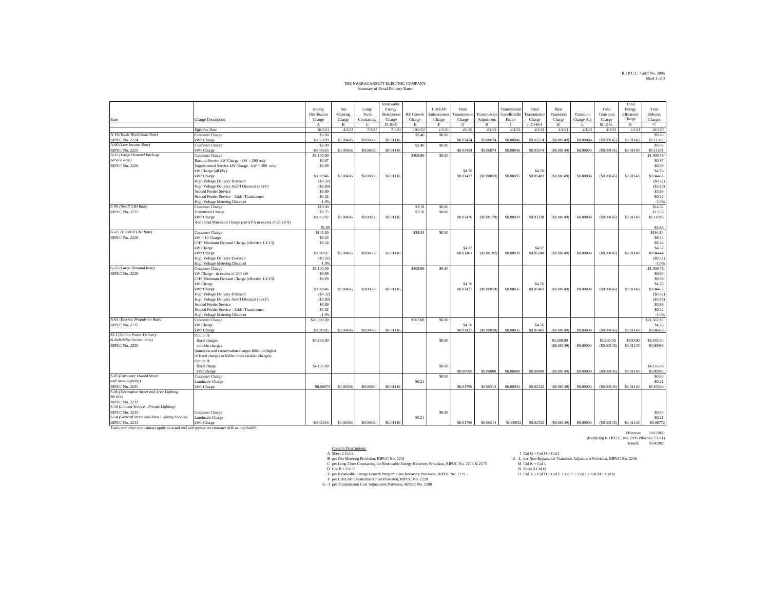R.I.P.U.C. Tariff No. 2095

# THE NARRAGANSETT ELECTRIC COMPANY
## Summary of Retail Delivery Rates

| Rate | Charge Description | Billing Distribution Charge | Net Metering Charge | Long-Term Contracting | Renewable Energy Distribution Charge | RE Growth Charge | LIHEAP Enhancement Charge | Base Transmission Charge | Transmission Adjustment | Transmission Uncollectible Factor | Total Transmission Charge | Base Transition Charge | Transition Charge Adj | Total Transition Charge | Total Energy Efficiency Charge | Total Delivery Charges |
|---|---|---|---|---|---|---|---|---|---|---|---|---|---|---|---|---|
| | | A | B | C | D=B+C | E | F | G | H | I | J=G+H+I | K | L | M=K+L | N | O |
| | *Effective Date* | *10/1/21* | *4/1/21* | *7/1/21* | *7/1/21* | *10/1/21* | *1/1/21* | *4/1/21* | *4/1/21* | *4/1/21* | *4/1/21* | *4/1/21* | *4/1/21* | *4/1/21* | *1/1/21* | *10/1/21* |
| A-16 *(Basic Residential Rate)* | Customer Charge | $6.00 | | | | $2.46 | $0.80 | | | | | | | | | $9.26 |
| RIPUC No. 2224 | kWh Charge | $0.05699 | $0.00436 | $0.00680 | $0.01116 | | | $0.03454 | $0.00074 | $0.00046 | $0.03574 | ($0.00149) | $0.00004 | ($0.00145) | $0.01143 | $0.11387 |
| A-60 *(Low Income Rate)* | Customer Charge | $6.00 | | | | $2.46 | $0.80 | | | | | | | | | $9.26 |
| RIPUC No. 2225 | kWh Charge | $0.05503 | $0.00436 | $0.00680 | $0.01116 | | | $0.03454 | $0.00074 | $0.00046 | $0.03574 | ($0.00149) | $0.00004 | ($0.00145) | $0.01143 | $0.11191 |
| B-32 *(Large Demand Back-up Service Rate)* | Customer Charge | $1,100.00 | | | | $308.96 | $0.80 | | | | | | | | | $1,409.76 |
| RIPUC No. 2226 | Backup Service kW Charge - kW > 200 only | $0.97 | | | | | | | | | | | | | | $0.97 |
| | Supplemental Service kW Charge - kW > 200 only | $6.69 | | | | | | | | | | | | | | $6.69 |
| | kW Charge (all kW) | | | | | | | $4.76 | | | $4.76 | | | | | $4.76 |
| | kWh Charge | $0.00946 | $0.00436 | $0.00680 | $0.01116 | | | $0.01427 | ($0.00059) | $0.00035 | $0.01403 | ($0.00149) | $0.00004 | ($0.00145) | $0.01143 | $0.04463 |
| | High Voltage Delivery Discount | ($0.32) | | | | | | | | | | | | | | ($0.32) |
| | High Voltage Delivery Addt'l Discount (69kV) | ($3.89) | | | | | | | | | | | | | | ($3.89) |
| | Second Feeder Service | $3.89 | | | | | | | | | | | | | | $3.89 |
| | Second Feeder Service - Addt'l Transformer | $0.32 | | | | | | | | | | | | | | $0.32 |
| | High Voltage Metering Discount | -1.0% | | | | | | | | | | | | | | -1.0% |
| C-06 *(Small C&I Rate)* | Customer Charge | $10.00 | | | | $3.78 | $0.80 | | | | | | | | | $14.58 |
| RIPUC No. 2227 | Unmetered Charge | $8.75 | | | | $3.78 | $0.80 | | | | | | | | | $13.33 |
| | kWh Charge | $0.05592 | $0.00436 | $0.00680 | $0.01116 | | | $0.03470 | ($0.00179) | $0.00039 | $0.03330 | ($0.00149) | $0.00004 | ($0.00145) | $0.01143 | $0.11036 |
| | Additional Minimum Charge (per kVA in excess of 25 kVA) | $1.85 | | | | | | | | | | | | | | $1.85 |
| G -02 *(General C&I Rate)* | Customer Charge | $145.00 | | | | $38.34 | $0.80 | | | | | | | | | $184.14 |
| RIPUC No. 2228 | kW > 10 Charge | $8.34 | | | | | | | | | | | | | | $8.34 |
| | CHP Minimum Demand Charge (effective 1/1/13) | $8.34 | | | | | | | | | | | | | | $8.34 |
| | kW Charge | | | | | | | $4.57 | | | $4.57 | | | | | $4.57 |
| | kWh Charge | $0.01082 | $0.00436 | $0.00680 | $0.01116 | | | $0.01401 | ($0.00192) | $0.00039 | $0.01248 | ($0.00149) | $0.00004 | ($0.00145) | $0.01143 | $0.04444 |
| | High Voltage Delivery Discount | ($0.32) | | | | | | | | | | | | | | ($0.32) |
| | High Voltage Metering Discount | -1.0% | | | | | | | | | | | | | | -1.0% |
| G-32 *(Large Demand Rate)* | Customer Charge | $1,100.00 | | | | $308.96 | $0.80 | | | | | | | | | $1,409.76 |
| RIPUC No. 2229 | kW Charge - in excess of 200 kW | $6.69 | | | | | | | | | | | | | | $6.69 |
| | CHP Minimum Demand Charge (effective 1/1/13) | $6.69 | | | | | | | | | | | | | | $6.69 |
| | kW Charge | | | | | | | $4.76 | | | $4.76 | | | | | $4.76 |
| | kWh Charge | $0.00946 | $0.00436 | $0.00680 | $0.01116 | | | $0.01427 | ($0.00059) | $0.00035 | $0.01403 | ($0.00149) | $0.00004 | ($0.00145) | $0.01143 | $0.04463 |
| | High Voltage Delivery Discount | ($0.32) | | | | | | | | | | | | | | ($0.32) |
| | High Voltage Delivery Addt'l Discount (69kV) | ($3.89) | | | | | | | | | | | | | | ($3.89) |
| | Second Feeder Service | $3.89 | | | | | | | | | | | | | | $3.89 |
| | Second Feeder Service - Addt'l Transformer | $0.32 | | | | | | | | | | | | | | $0.32 |
| | High Voltage Metering Discount | -1.0% | | | | | | | | | | | | | | -1.0% |
| X-01 *(Electric Propulsion Rate)* | Customer Charge | $21,000.00 | | | | $567.08 | $0.80 | | | | | | | | | $21,567.88 |
| RIPUC No. 2235 | kW Charge | | | | | | | $4.76 | | | $4.76 | | | | | $4.76 |
| | kWh Charge | $0.01085 | $0.00436 | $0.00680 | $0.01116 | | | $0.01427 | ($0.00059) | $0.00035 | $0.01403 | ($0.00149) | $0.00004 | ($0.00145) | $0.01143 | $0.04602 |
| M-1 *(Station Power Delivery & Reliability Service Rate)* | Option A: | | | | | | | | | | | | | | | |
| RIPUC No. 2230 | fixed charges | $4,135.00 | | | | | $0.80 | | | | | $3,500.00 | | $3,500.00 | $800.00 | $8,435.80 |
| | variable charges | | | | | | | | | | | ($0.00149) | $0.00004 | ($0.00145) | $0.01143 | $0.00998 |
| | (transition and conservation charges billed on higher of fixed charges or kWhs times variable charges) | | | | | | | | | | | | | | | |
| | Option B: | | | | | | | | | | | | | | | |
| | fixed charge | $4,135.00 | | | | | $0.80 | | | | | | | | | $4,135.80 |
| | kWh charge | | | | | | | $0.00000 | $0.00000 | $0.00000 | $0.00000 | ($0.00149) | $0.00004 | ($0.00145) | $0.01143 | $0.00998 |
| S-05 *(Customer Owned Street and Area Lighting)* | Customer Charge | | | | | | $0.80 | | | | | | | | | $0.80 |
| | Luminaire Charge | | | | | $0.21 | | | | | | | | | | $0.21 |
| RIPUC No. 2231 | kWh Charge | $0.06073 | $0.00436 | $0.00680 | $0.01116 | | | $0.01796 | $0.00514 | $0.00032 | $0.02342 | ($0.00149) | $0.00004 | ($0.00145) | $0.01143 | $0.10529 |
| S-06 *(Decorative Street and Area Lighting Service)* RIPUC No. 2232 S-10 *(Limited Service - Private Lighting)* RIPUC No. 2233 | Customer Charge | | | | | | $0.80 | | | | | | | | | $0.80 |
| S-14 *(General Street and Area Lighting Service)* | Luminaire Charge | | | | | $0.21 | | | | | | | | | | $0.21 |
| RIPUC No. 2234 | kWh Charge | $0.02316 | $0.00436 | $0.00680 | $0.01116 | | | $0.01796 | $0.00514 | $0.00032 | $0.02342 | ($0.00149) | $0.00004 | ($0.00145) | $0.01143 | $0.06772 |

*Taxes and other rate clauses apply as usual and will appear on customer bills as applicable.*

Effective: 10/1/2021
(Replacing R.I.P.U.C. No. 2095 effective 7/1/21)
Issued: 9/24/2021

Column Descriptions:

- A Sheet 2 Col L
- B per Net Metering Provision, RIPUC No. 2241
- C per Long-Term Contracting for Renewable Energy Recovery Provision, RIPUC No. 2174 & 2175
- D Col B + Col C
- E per Renewable Energy Growth Program Cost Recovery Provision, RIPUC No. 2219
- F per LIHEAP Enhancement Plan Provision, RIPUC No. 2220
- G - I per Transmission Cost Adjustment Provision, RIPUC No. 2198
- J Col G + Col H + Col I
- K - L per Non-Bypassable Transition Adjustment Provision, RIPUC No. 2246
- M Col K + Col L
- N Sheet 2 Col Q
- O Col A + Col D + Col E + Col F + Col J + Col M + Col N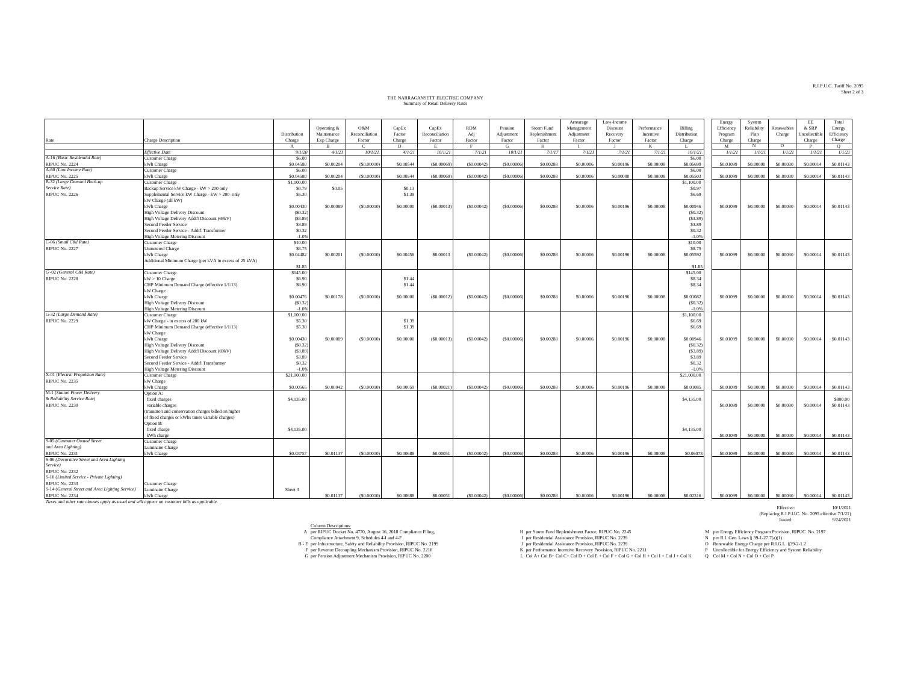R.I.P.U.C. Tariff No. 2095
Sheet 2 of 3

THE NARRAGANSETT ELECTRIC COMPANY
Summary of Retail Delivery Rates

| Rate | Charge Description | Distribution Charge | Operating & Maintenance Exp Charge | O&M Reconciliation Factor | CapEx Factor Charge | CapEx Reconciliation Factor | RDM Adj Factor | Pension Adjustment Factor | Storm Fund Replenishment Factor | Arrearage Management Adjustment Factor | Low-Income Discount Recovery Factor | Performance Incentive Factor | Billing Distribution Charge | Energy Efficiency Program Charge | System Reliability Plan Charge | Renewables Charge | EE & SRP Uncollectible Charge | Total Energy Efficiency Charge |
|---|---|---|---|---|---|---|---|---|---|---|---|---|---|---|---|---|---|---|
| | | A | B | C | D | E | F | G | H | I | J | K | L | M | N | O | P | Q |
| | *Effective Date* | *9/1/20* | *4/1/21* | *10/1/21* | *4/1/21* | *10/1/21* | *7/1/21* | *10/1/21* | *7/1/17* | *7/1/21* | *7/1/21* | *7/1/21* | *10/1/21* | *1/1/21* | *1/1/21* | *1/1/21* | *1/1/21* | *1/1/21* |
| A-16 *(Basic Residential Rate)* | Customer Charge | $6.00 | | | | | | | | | | | $6.00 | | | | | |
| RIPUC No. 2224 | kWh Charge | $0.04580 | $0.00204 | ($0.00010) | $0.00544 | ($0.00069) | ($0.00042) | ($0.00006) | $0.00288 | $0.00006 | $0.00196 | $0.00008 | $0.05699 | $0.01099 | $0.00000 | $0.00030 | $0.00014 | $0.01143 |
| A-60 *(Low Income Rate)* | Customer Charge | $6.00 | | | | | | | | | | | $6.00 | | | | | |
| RIPUC No. 2225 | kWh Charge | $0.04580 | $0.00204 | ($0.00010) | $0.00544 | ($0.00069) | ($0.00042) | ($0.00006) | $0.00288 | $0.00006 | $0.00000 | $0.00008 | $0.05503 | $0.01099 | $0.00000 | $0.00030 | $0.00014 | $0.01143 |
| B-32 *(Large Demand Back-up* | Customer Charge | $1,100.00 | | | | | | | | | | | $1,100.00 | | | | | |
| *Service Rate)* | Backup Service kW Charge - kW > 200 only | $0.79 | $0.05 | | $0.13 | | | | | | | | $0.97 | | | | | |
| RIPUC No. 2226 | Supplemental Service kW Charge - kW > 200 only | $5.30 | | | $1.39 | | | | | | | | $6.69 | | | | | |
| | kW Charge (all kW) | | | | | | | | | | | | | | | | | |
| | kWh Charge | $0.00430 | $0.00089 | ($0.00010) | $0.00000 | ($0.00013) | ($0.00042) | ($0.00006) | $0.00288 | $0.00006 | $0.00196 | $0.00008 | $0.00946 | $0.01099 | $0.00000 | $0.00030 | $0.00014 | $0.01143 |
| | High Voltage Delivery Discount | ($0.32) | | | | | | | | | | | ($0.32) | | | | | |
| | High Voltage Delivery Addt'l Discount (69kV) | ($3.89) | | | | | | | | | | | ($3.89) | | | | | |
| | Second Feeder Service | $3.89 | | | | | | | | | | | $3.89 | | | | | |
| | Second Feeder Service - Addt'l Transformer | $0.32 | | | | | | | | | | | $0.32 | | | | | |
| | High Voltage Metering Discount | -1.0% | | | | | | | | | | | -1.0% | | | | | |
| C-06 *(Small C&I Rate)* | Customer Charge | $10.00 | | | | | | | | | | | $10.00 | | | | | |
| RIPUC No. 2227 | Unmetered Charge | $8.75 | | | | | | | | | | | $8.75 | | | | | |
| | kWh Charge | $0.04482 | $0.00201 | ($0.00010) | $0.00456 | $0.00013 | ($0.00042) | ($0.00006) | $0.00288 | $0.00006 | $0.00196 | $0.00008 | $0.05592 | $0.01099 | $0.00000 | $0.00030 | $0.00014 | $0.01143 |
| | Additional Minimum Charge (per kVA in excess of 25 kVA) | $1.85 | | | | | | | | | | | $1.85 | | | | | |
| G -02 *(General C&I Rate)* | Customer Charge | $145.00 | | | | | | | | | | | $145.00 | | | | | |
| RIPUC No. 2228 | kW > 10 Charge | $6.90 | | | $1.44 | | | | | | | | $8.34 | | | | | |
| | CHP Minimum Demand Charge (effective 1/1/13) | $6.90 | | | $1.44 | | | | | | | | $8.34 | | | | | |
| | kW Charge | | | | | | | | | | | | | | | | | |
| | kWh Charge | $0.00476 | $0.00178 | ($0.00010) | $0.00000 | ($0.00012) | ($0.00042) | ($0.00006) | $0.00288 | $0.00006 | $0.00196 | $0.00008 | $0.01082 | $0.01099 | $0.00000 | $0.00030 | $0.00014 | $0.01143 |
| | High Voltage Delivery Discount | ($0.32) | | | | | | | | | | | ($0.32) | | | | | |
| | High Voltage Metering Discount | -1.0% | | | | | | | | | | | -1.0% | | | | | |
| G-32 *(Large Demand Rate)* | Customer Charge | $1,100.00 | | | | | | | | | | | $1,100.00 | | | | | |
| RIPUC No. 2229 | kW Charge - in excess of 200 kW | $5.30 | | | $1.39 | | | | | | | | $6.69 | | | | | |
| | CHP Minimum Demand Charge (effective 1/1/13) | $5.30 | | | $1.39 | | | | | | | | $6.69 | | | | | |
| | kW Charge | | | | | | | | | | | | | | | | | |
| | kWh Charge | $0.00430 | $0.00089 | ($0.00010) | $0.00000 | ($0.00013) | ($0.00042) | ($0.00006) | $0.00288 | $0.00006 | $0.00196 | $0.00008 | $0.00946 | $0.01099 | $0.00000 | $0.00030 | $0.00014 | $0.01143 |
| | High Voltage Delivery Discount | ($0.32) | | | | | | | | | | | ($0.32) | | | | | |
| | High Voltage Delivery Addt'l Discount (69kV) | ($3.89) | | | | | | | | | | | ($3.89) | | | | | |
| | Second Feeder Service | $3.89 | | | | | | | | | | | $3.89 | | | | | |
| | Second Feeder Service - Addt'l Transformer | $0.32 | | | | | | | | | | | $0.32 | | | | | |
| | High Voltage Metering Discount | -1.0% | | | | | | | | | | | -1.0% | | | | | |
| X-01 *(Electric Propulsion Rate)* | Customer Charge | $21,000.00 | | | | | | | | | | | $21,000.00 | | | | | |
| RIPUC No. 2235 | kW Charge | | | | | | | | | | | | | | | | | |
| | kWh Charge | $0.00565 | $0.00042 | ($0.00010) | $0.00059 | ($0.00021) | ($0.00042) | ($0.00006) | $0.00288 | $0.00006 | $0.00196 | $0.00008 | $0.01085 | $0.01099 | $0.00000 | $0.00030 | $0.00014 | $0.01143 |
| M-1 *(Station Power Delivery* | Option A: | | | | | | | | | | | | | | | | | |
| *& Reliability Service Rate)* | fixed charges | $4,135.00 | | | | | | | | | | | $4,135.00 | | | | | $800.00 |
| RIPUC No. 2230 | variable charges | | | | | | | | | | | | | $0.01099 | $0.00000 | $0.00030 | $0.00014 | $0.01143 |
| | (transition and conservation charges billed on higher of fixed charges or kWhs times variable charges) | | | | | | | | | | | | | | | | | |
| | Option B: | | | | | | | | | | | | | | | | | |
| | fixed charge | $4,135.00 | | | | | | | | | | | $4,135.00 | | | | | |
| | kWh charge | | | | | | | | | | | | | $0.01099 | $0.00000 | $0.00030 | $0.00014 | $0.01143 |
| S-05 *(Customer Owned Street* | Customer Charge | | | | | | | | | | | | | | | | | |
| *and Area Lighting)* | Luminaire Charge | | | | | | | | | | | | | | | | | |
| RIPUC No. 2231 | kWh Charge | $0.03757 | $0.01137 | ($0.00010) | $0.00688 | $0.00051 | ($0.00042) | ($0.00006) | $0.00288 | $0.00006 | $0.00196 | $0.00008 | $0.06073 | $0.01099 | $0.00000 | $0.00030 | $0.00014 | $0.01143 |
| S-06 *(Decorative Street and Area Lighting Service)* | | | | | | | | | | | | | | | | | | |
| RIPUC No. 2232 | | | | | | | | | | | | | | | | | | |
| S-10 *(Limited Service - Private Lighting)* | | | | | | | | | | | | | | | | | | |
| RIPUC No. 2233 | Customer Charge | | | | | | | | | | | | | | | | | |
| S-14 *(General Street and Area Lighting Service)* | Luminaire Charge | Sheet 3 | | | | | | | | | | | | | | | | |
| RIPUC No. 2234 | kWh Charge | | $0.01137 | ($0.00010) | $0.00688 | $0.00051 | ($0.00042) | ($0.00006) | $0.00288 | $0.00006 | $0.00196 | $0.00008 | $0.02316 | $0.01099 | $0.00000 | $0.00030 | $0.00014 | $0.01143 |

*Taxes and other rate clauses apply as usual and will appear on customer bills as applicable.*

Effective: 10/1/2021
(Replacing R.I.P.U.C. No. 2095 effective 7/1/21)
Issued: 9/24/2021

Column Descriptions:

- A per RIPUC Docket No. 4770, August 16, 2018 Compliance Filing, Compliance Attachment 9, Schedules 4-I and 4-F
- B - E per Infrastructure, Safety and Reliability Provision, RIPUC No. 2199
- F per Revenue Decoupling Mechanism Provision, RIPUC No. 2218
- G per Pension Adjustment Mechanism Provision, RIPUC No. 2200
- H per Storm Fund Replenishment Factor, RIPUC No. 2245
- I per Residential Assistance Provision, RIPUC No. 2239
- J per Residential Assistance Provision, RIPUC No. 2239
- K per Performance Incentive Recovery Provision, RIPUC No. 2211
- L Col A+ Col B+ Col C+ Col D + Col E + Col F + Col G + Col H + Col I + Col J + Col K
- M per Energy Efficiency Program Provision, RIPUC No. 2197
- N per R.I. Gen. Laws § 39-1-27.7(a)(1)
- O Renewable Energy Charge per R.I.G.L. §39-2-1.2
- P Uncollectible for Energy Efficiency and System Reliability
- Q Col M + Col N + Col O + Col P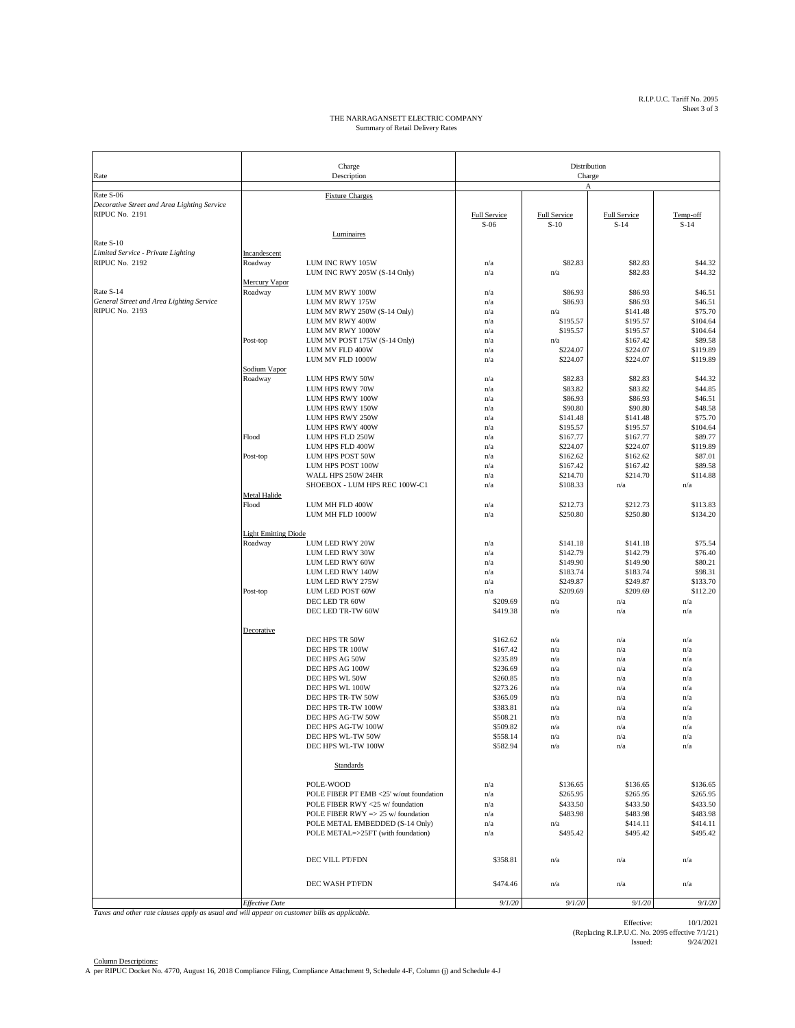R.I.P.U.C. Tariff No. 2095
Sheet 3 of 3

THE NARRAGANSETT ELECTRIC COMPANY
Summary of Retail Delivery Rates

| Rate | Charge Description | | | Distribution Charge | | | |
|---|---|---|---|---|---|---|---|
| | | | | A | | | |
| Rate S-06 | | Fixture Charges | | | | | |
| *Decorative Street and Area Lighting Service* | | | | | | | |
| RIPUC No. 2191 | | | | Full Service S-06 | Full Service S-10 | Full Service S-14 | Temp-off S-14 |
| | | Luminaires | | | | | |
| Rate S-10 | | | | | | | |
| *Limited Service - Private Lighting* | Incandescent | | | | | | |
| RIPUC No. 2192 | Roadway | LUM INC RWY 105W | | n/a | $82.83 | $82.83 | $44.32 |
| | | LUM INC RWY 205W (S-14 Only) | | n/a | n/a | $82.83 | $44.32 |
| | Mercury Vapor | | | | | | |
| Rate S-14 | Roadway | LUM MV RWY 100W | | n/a | $86.93 | $86.93 | $46.51 |
| *General Street and Area Lighting Service* | | LUM MV RWY 175W | | n/a | $86.93 | $86.93 | $46.51 |
| RIPUC No. 2193 | | LUM MV RWY 250W (S-14 Only) | | n/a | n/a | $141.48 | $75.70 |
| | | LUM MV RWY 400W | | n/a | $195.57 | $195.57 | $104.64 |
| | | LUM MV RWY 1000W | | n/a | $195.57 | $195.57 | $104.64 |
| | Post-top | LUM MV POST 175W (S-14 Only) | | n/a | n/a | $167.42 | $89.58 |
| | | LUM MV FLD 400W | | n/a | $224.07 | $224.07 | $119.89 |
| | | LUM MV FLD 1000W | | n/a | $224.07 | $224.07 | $119.89 |
| | Sodium Vapor | | | | | | |
| | Roadway | LUM HPS RWY 50W | | n/a | $82.83 | $82.83 | $44.32 |
| | | LUM HPS RWY 70W | | n/a | $83.82 | $83.82 | $44.85 |
| | | LUM HPS RWY 100W | | n/a | $86.93 | $86.93 | $46.51 |
| | | LUM HPS RWY 150W | | n/a | $90.80 | $90.80 | $48.58 |
| | | LUM HPS RWY 250W | | n/a | $141.48 | $141.48 | $75.70 |
| | | LUM HPS RWY 400W | | n/a | $195.57 | $195.57 | $104.64 |
| | Flood | LUM HPS FLD 250W | | n/a | $167.77 | $167.77 | $89.77 |
| | | LUM HPS FLD 400W | | n/a | $224.07 | $224.07 | $119.89 |
| | Post-top | LUM HPS POST 50W | | n/a | $162.62 | $162.62 | $87.01 |
| | | LUM HPS POST 100W | | n/a | $167.42 | $167.42 | $89.58 |
| | | WALL HPS 250W 24HR | | n/a | $214.70 | $214.70 | $114.88 |
| | | SHOEBOX - LUM HPS REC 100W-C1 | | n/a | $108.33 | n/a | n/a |
| | Metal Halide | | | | | | |
| | Flood | LUM MH FLD 400W | | n/a | $212.73 | $212.73 | $113.83 |
| | | LUM MH FLD 1000W | | n/a | $250.80 | $250.80 | $134.20 |
| | Light Emitting Diode | | | | | | |
| | Roadway | LUM LED RWY 20W | | n/a | $141.18 | $141.18 | $75.54 |
| | | LUM LED RWY 30W | | n/a | $142.79 | $142.79 | $76.40 |
| | | LUM LED RWY 60W | | n/a | $149.90 | $149.90 | $80.21 |
| | | LUM LED RWY 140W | | n/a | $183.74 | $183.74 | $98.31 |
| | | LUM LED RWY 275W | | n/a | $249.87 | $249.87 | $133.70 |
| | Post-top | LUM LED POST 60W | | n/a | $209.69 | $209.69 | $112.20 |
| | | DEC LED TR 60W | | $209.69 | n/a | n/a | n/a |
| | | DEC LED TR-TW 60W | | $419.38 | n/a | n/a | n/a |
| | Decorative | | | | | | |
| | | DEC HPS TR 50W | | $162.62 | n/a | n/a | n/a |
| | | DEC HPS TR 100W | | $167.42 | n/a | n/a | n/a |
| | | DEC HPS AG 50W | | $235.89 | n/a | n/a | n/a |
| | | DEC HPS AG 100W | | $236.69 | n/a | n/a | n/a |
| | | DEC HPS WL 50W | | $260.85 | n/a | n/a | n/a |
| | | DEC HPS WL 100W | | $273.26 | n/a | n/a | n/a |
| | | DEC HPS TR-TW 50W | | $365.09 | n/a | n/a | n/a |
| | | DEC HPS TR-TW 100W | | $383.81 | n/a | n/a | n/a |
| | | DEC HPS AG-TW 50W | | $508.21 | n/a | n/a | n/a |
| | | DEC HPS AG-TW 100W | | $509.82 | n/a | n/a | n/a |
| | | DEC HPS WL-TW 50W | | $558.14 | n/a | n/a | n/a |
| | | DEC HPS WL-TW 100W | | $582.94 | n/a | n/a | n/a |
| | | Standards | | | | | |
| | | POLE-WOOD | | n/a | $136.65 | $136.65 | $136.65 |
| | | POLE FIBER PT EMB <25' w/out foundation | | n/a | $265.95 | $265.95 | $265.95 |
| | | POLE FIBER RWY <25 w/ foundation | | n/a | $433.50 | $433.50 | $433.50 |
| | | POLE FIBER RWY => 25 w/ foundation | | n/a | $483.98 | $483.98 | $483.98 |
| | | POLE METAL EMBEDDED (S-14 Only) | | n/a | n/a | $414.11 | $414.11 |
| | | POLE METAL=>25FT (with foundation) | | n/a | $495.42 | $495.42 | $495.42 |
| | | DEC VILL PT/FDN | | $358.81 | n/a | n/a | n/a |
| | | DEC WASH PT/FDN | | $474.46 | n/a | n/a | n/a |
| | *Effective Date* | | | *9/1/20* | *9/1/20* | *9/1/20* | *9/1/20* |

*Taxes and other rate clauses apply as usual and will appear on customer bills as applicable.*

Effective: 10/1/2021
(Replacing R.I.P.U.C. No. 2095 effective 7/1/21)
Issued: 9/24/2021

Column Descriptions:
A per RIPUC Docket No. 4770, August 16, 2018 Compliance Filing, Compliance Attachment 9, Schedule 4-F, Column (j) and Schedule 4-J